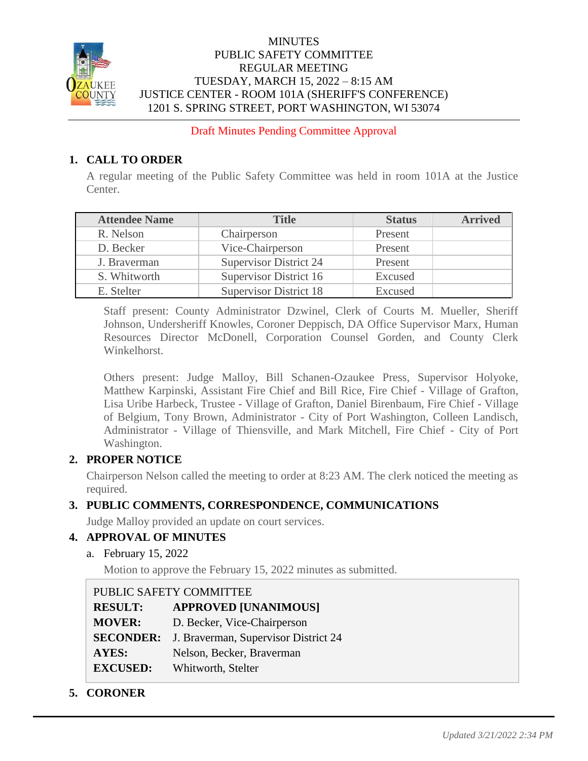MINUTES
PUBLIC SAFETY COMMITTEE
REGULAR MEETING
TUESDAY, MARCH 15, 2022 – 8:15 AM
JUSTICE CENTER - ROOM 101A (SHERIFF'S CONFERENCE)
1201 S. SPRING STREET, PORT WASHINGTON, WI 53074

Draft Minutes Pending Committee Approval

## 1. CALL TO ORDER

A regular meeting of the Public Safety Committee was held in room 101A at the Justice Center.

| Attendee Name | Title | Status | Arrived |
|---|---|---|---|
| R. Nelson | Chairperson | Present | |
| D. Becker | Vice-Chairperson | Present | |
| J. Braverman | Supervisor District 24 | Present | |
| S. Whitworth | Supervisor District 16 | Excused | |
| E. Stelter | Supervisor District 18 | Excused | |

Staff present: County Administrator Dzwinel, Clerk of Courts M. Mueller, Sheriff Johnson, Undersheriff Knowles, Coroner Deppisch, DA Office Supervisor Marx, Human Resources Director McDonell, Corporation Counsel Gorden, and County Clerk Winkelhorst.

Others present: Judge Malloy, Bill Schanen-Ozaukee Press, Supervisor Holyoke, Matthew Karpinski, Assistant Fire Chief and Bill Rice, Fire Chief - Village of Grafton, Lisa Uribe Harbeck, Trustee - Village of Grafton, Daniel Birenbaum, Fire Chief - Village of Belgium, Tony Brown, Administrator - City of Port Washington, Colleen Landisch, Administrator - Village of Thiensville, and Mark Mitchell, Fire Chief - City of Port Washington.

## 2. PROPER NOTICE

Chairperson Nelson called the meeting to order at 8:23 AM. The clerk noticed the meeting as required.

## 3. PUBLIC COMMENTS, CORRESPONDENCE, COMMUNICATIONS

Judge Malloy provided an update on court services.

## 4. APPROVAL OF MINUTES

a. February 15, 2022

Motion to approve the February 15, 2022 minutes as submitted.

PUBLIC SAFETY COMMITTEE
**RESULT:** **APPROVED [UNANIMOUS]**
**MOVER:** D. Becker, Vice-Chairperson
**SECONDER:** J. Braverman, Supervisor District 24
**AYES:** Nelson, Becker, Braverman
**EXCUSED:** Whitworth, Stelter

## 5. CORONER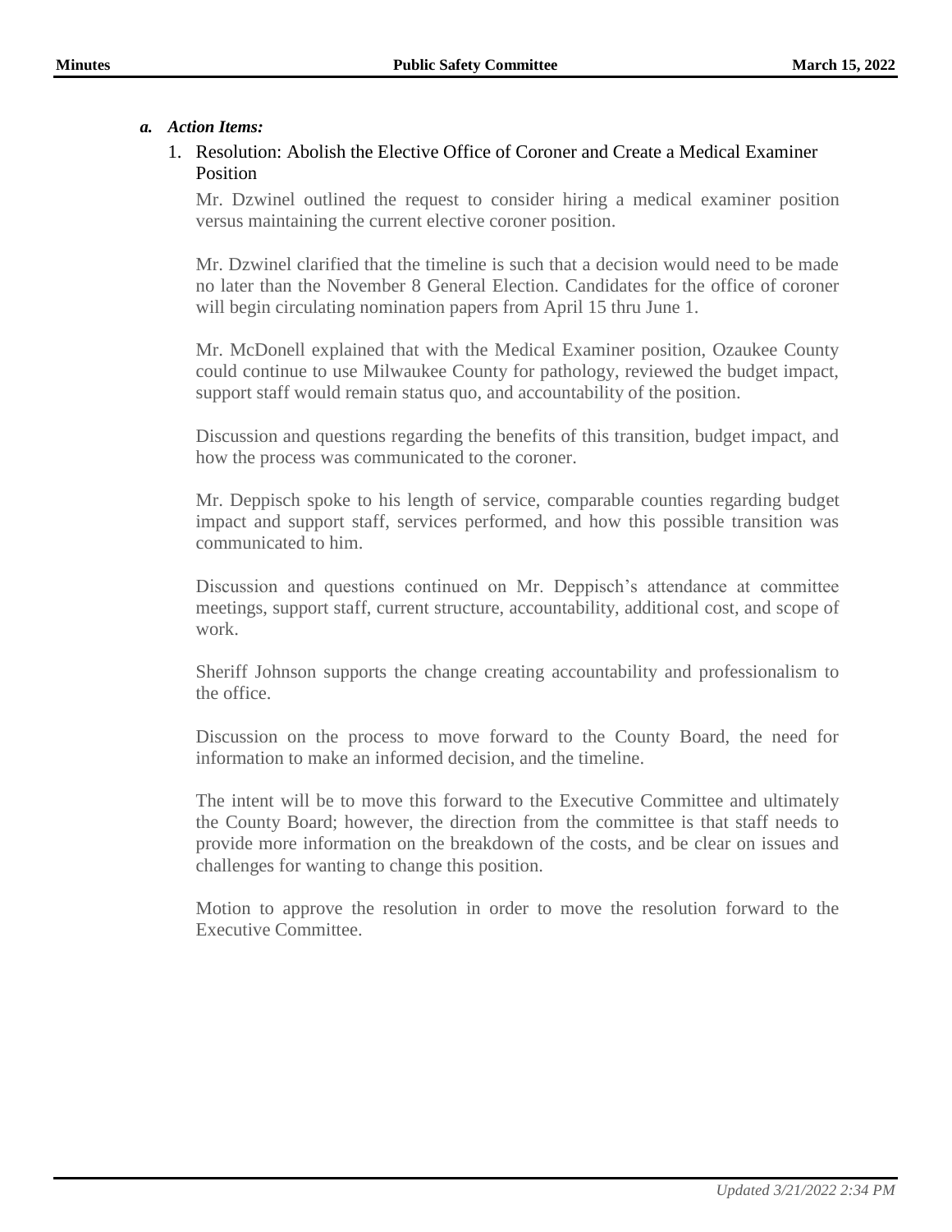*a. Action Items:*

1. Resolution: Abolish the Elective Office of Coroner and Create a Medical Examiner Position

   Mr. Dzwinel outlined the request to consider hiring a medical examiner position versus maintaining the current elective coroner position.

   Mr. Dzwinel clarified that the timeline is such that a decision would need to be made no later than the November 8 General Election. Candidates for the office of coroner will begin circulating nomination papers from April 15 thru June 1.

   Mr. McDonell explained that with the Medical Examiner position, Ozaukee County could continue to use Milwaukee County for pathology, reviewed the budget impact, support staff would remain status quo, and accountability of the position.

   Discussion and questions regarding the benefits of this transition, budget impact, and how the process was communicated to the coroner.

   Mr. Deppisch spoke to his length of service, comparable counties regarding budget impact and support staff, services performed, and how this possible transition was communicated to him.

   Discussion and questions continued on Mr. Deppisch's attendance at committee meetings, support staff, current structure, accountability, additional cost, and scope of work.

   Sheriff Johnson supports the change creating accountability and professionalism to the office.

   Discussion on the process to move forward to the County Board, the need for information to make an informed decision, and the timeline.

   The intent will be to move this forward to the Executive Committee and ultimately the County Board; however, the direction from the committee is that staff needs to provide more information on the breakdown of the costs, and be clear on issues and challenges for wanting to change this position.

   Motion to approve the resolution in order to move the resolution forward to the Executive Committee.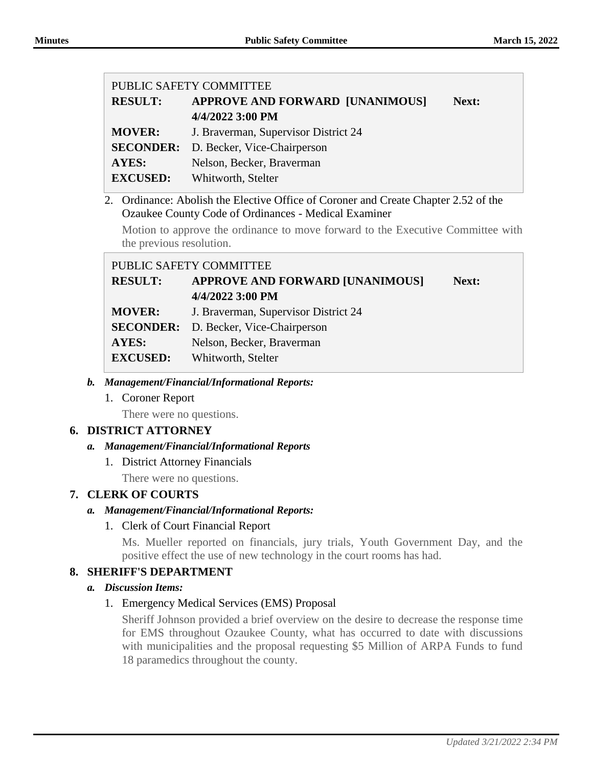| PUBLIC SAFETY COMMITTEE | | |
|---|---|---|
| **RESULT:** | **APPROVE AND FORWARD [UNANIMOUS]** | **Next: 4/4/2022 3:00 PM** |
| **MOVER:** | J. Braverman, Supervisor District 24 | |
| **SECONDER:** | D. Becker, Vice-Chairperson | |
| **AYES:** | Nelson, Becker, Braverman | |
| **EXCUSED:** | Whitworth, Stelter | |

2. Ordinance: Abolish the Elective Office of Coroner and Create Chapter 2.52 of the Ozaukee County Code of Ordinances - Medical Examiner

   Motion to approve the ordinance to move forward to the Executive Committee with the previous resolution.

| PUBLIC SAFETY COMMITTEE | | |
|---|---|---|
| **RESULT:** | **APPROVE AND FORWARD [UNANIMOUS]** | **Next: 4/4/2022 3:00 PM** |
| **MOVER:** | J. Braverman, Supervisor District 24 | |
| **SECONDER:** | D. Becker, Vice-Chairperson | |
| **AYES:** | Nelson, Becker, Braverman | |
| **EXCUSED:** | Whitworth, Stelter | |

***b. Management/Financial/Informational Reports:***

1. Coroner Report

   There were no questions.

## 6. DISTRICT ATTORNEY

***a. Management/Financial/Informational Reports***

1. District Attorney Financials

   There were no questions.

## 7. CLERK OF COURTS

***a. Management/Financial/Informational Reports:***

1. Clerk of Court Financial Report

   Ms. Mueller reported on financials, jury trials, Youth Government Day, and the positive effect the use of new technology in the court rooms has had.

## 8. SHERIFF'S DEPARTMENT

***a. Discussion Items:***

1. Emergency Medical Services (EMS) Proposal

   Sheriff Johnson provided a brief overview on the desire to decrease the response time for EMS throughout Ozaukee County, what has occurred to date with discussions with municipalities and the proposal requesting $5 Million of ARPA Funds to fund 18 paramedics throughout the county.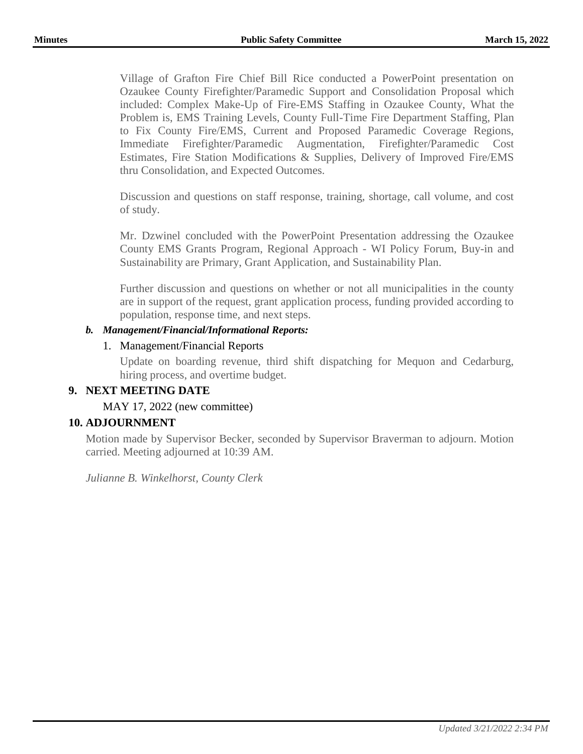Village of Grafton Fire Chief Bill Rice conducted a PowerPoint presentation on Ozaukee County Firefighter/Paramedic Support and Consolidation Proposal which included: Complex Make-Up of Fire-EMS Staffing in Ozaukee County, What the Problem is, EMS Training Levels, County Full-Time Fire Department Staffing, Plan to Fix County Fire/EMS, Current and Proposed Paramedic Coverage Regions, Immediate Firefighter/Paramedic Augmentation, Firefighter/Paramedic Cost Estimates, Fire Station Modifications & Supplies, Delivery of Improved Fire/EMS thru Consolidation, and Expected Outcomes.

Discussion and questions on staff response, training, shortage, call volume, and cost of study.

Mr. Dzwinel concluded with the PowerPoint Presentation addressing the Ozaukee County EMS Grants Program, Regional Approach - WI Policy Forum, Buy-in and Sustainability are Primary, Grant Application, and Sustainability Plan.

Further discussion and questions on whether or not all municipalities in the county are in support of the request, grant application process, funding provided according to population, response time, and next steps.

***b. Management/Financial/Informational Reports:***

1. Management/Financial Reports

   Update on boarding revenue, third shift dispatching for Mequon and Cedarburg, hiring process, and overtime budget.

## 9. NEXT MEETING DATE

MAY 17, 2022 (new committee)

## 10. ADJOURNMENT

Motion made by Supervisor Becker, seconded by Supervisor Braverman to adjourn. Motion carried. Meeting adjourned at 10:39 AM.

*Julianne B. Winkelhorst, County Clerk*

*Updated 3/21/2022 2:34 PM*